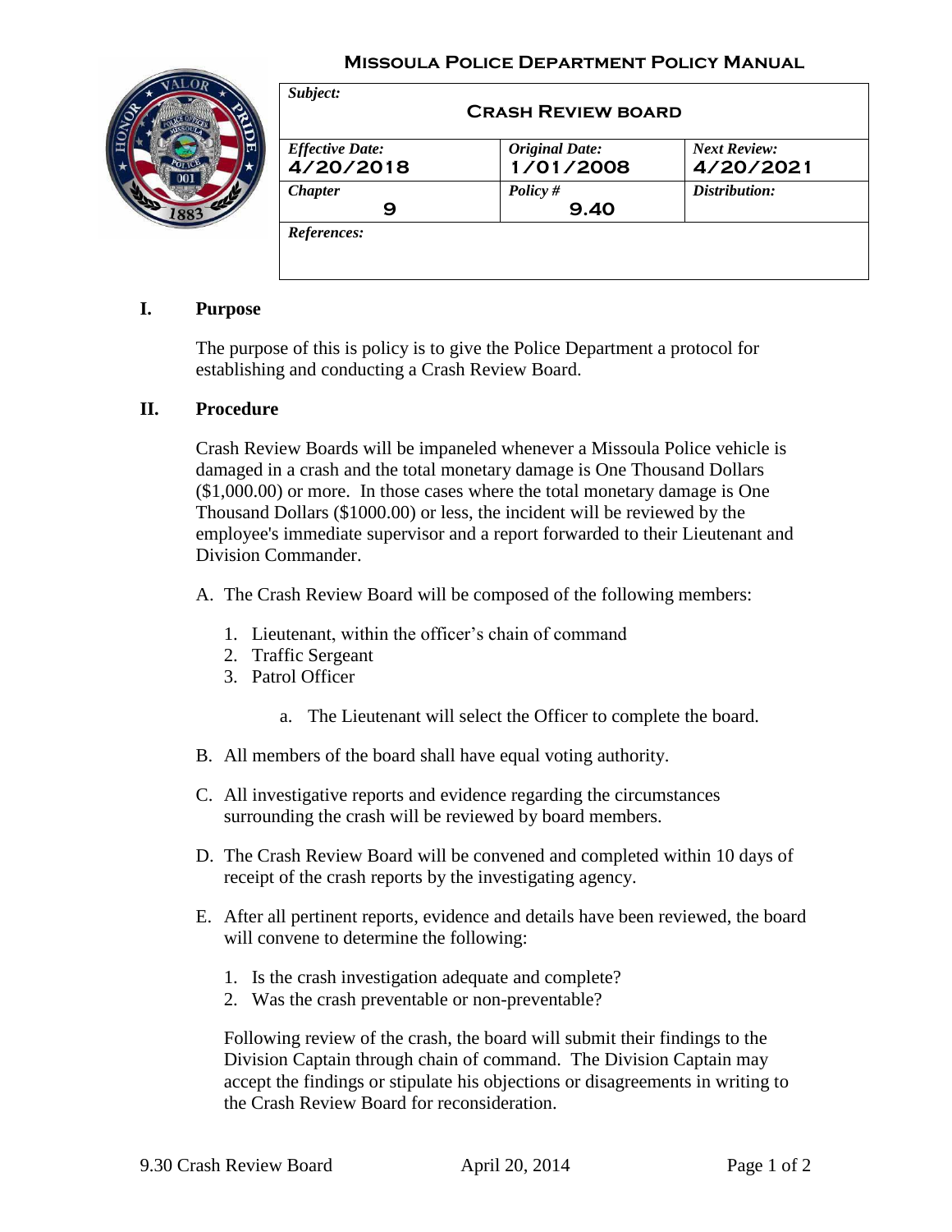**Missoula Police Department Policy Manual**

| *Subject:* **Crash Review board** | | |
|---|---|---|
| *Effective Date:* **4/20/2018** | *Original Date:* **1/01/2008** | *Next Review:* **4/20/2021** |
| *Chapter* **9** | *Policy #* **9.40** | *Distribution:* |
| *References:* | | |

## I. Purpose

The purpose of this is policy is to give the Police Department a protocol for establishing and conducting a Crash Review Board.

## II. Procedure

Crash Review Boards will be impaneled whenever a Missoula Police vehicle is damaged in a crash and the total monetary damage is One Thousand Dollars ($1,000.00) or more. In those cases where the total monetary damage is One Thousand Dollars ($1000.00) or less, the incident will be reviewed by the employee's immediate supervisor and a report forwarded to their Lieutenant and Division Commander.

A. The Crash Review Board will be composed of the following members:

1. Lieutenant, within the officer's chain of command
2. Traffic Sergeant
3. Patrol Officer

    a. The Lieutenant will select the Officer to complete the board.

B. All members of the board shall have equal voting authority.

C. All investigative reports and evidence regarding the circumstances surrounding the crash will be reviewed by board members.

D. The Crash Review Board will be convened and completed within 10 days of receipt of the crash reports by the investigating agency.

E. After all pertinent reports, evidence and details have been reviewed, the board will convene to determine the following:

1. Is the crash investigation adequate and complete?
2. Was the crash preventable or non-preventable?

Following review of the crash, the board will submit their findings to the Division Captain through chain of command. The Division Captain may accept the findings or stipulate his objections or disagreements in writing to the Crash Review Board for reconsideration.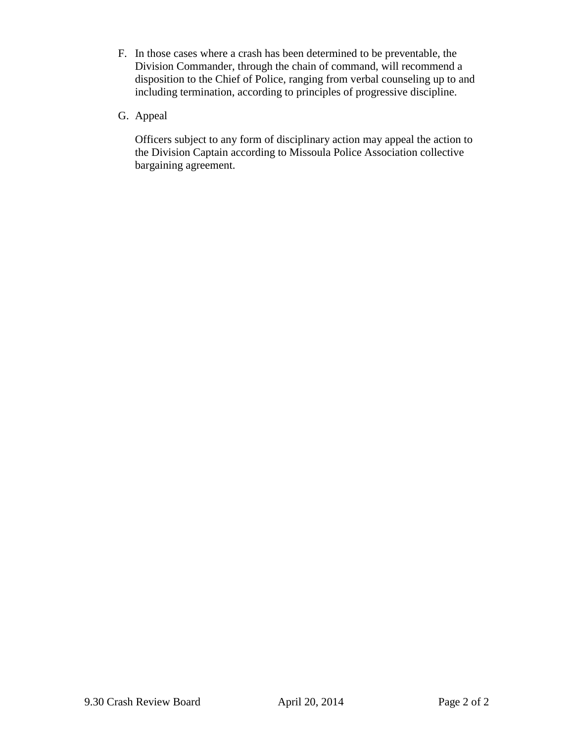F. In those cases where a crash has been determined to be preventable, the Division Commander, through the chain of command, will recommend a disposition to the Chief of Police, ranging from verbal counseling up to and including termination, according to principles of progressive discipline.

G. Appeal

   Officers subject to any form of disciplinary action may appeal the action to the Division Captain according to Missoula Police Association collective bargaining agreement.